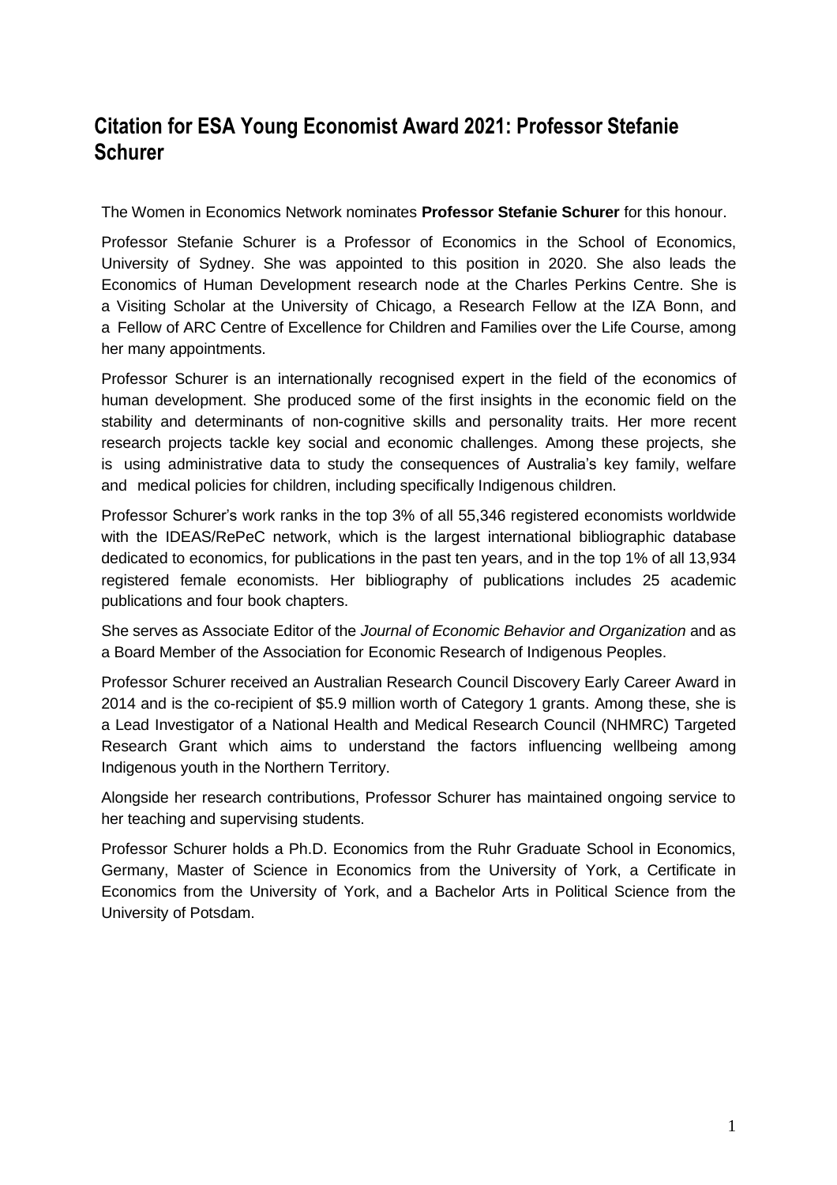# Citation for ESA Young Economist Award 2021: Professor Stefanie Schurer

The Women in Economics Network nominates **Professor Stefanie Schurer** for this honour.

Professor Stefanie Schurer is a Professor of Economics in the School of Economics, University of Sydney. She was appointed to this position in 2020. She also leads the Economics of Human Development research node at the Charles Perkins Centre. She is a Visiting Scholar at the University of Chicago, a Research Fellow at the IZA Bonn, and a Fellow of ARC Centre of Excellence for Children and Families over the Life Course, among her many appointments.

Professor Schurer is an internationally recognised expert in the field of the economics of human development. She produced some of the first insights in the economic field on the stability and determinants of non-cognitive skills and personality traits. Her more recent research projects tackle key social and economic challenges. Among these projects, she is using administrative data to study the consequences of Australia's key family, welfare and medical policies for children, including specifically Indigenous children.

Professor Schurer's work ranks in the top 3% of all 55,346 registered economists worldwide with the IDEAS/RePeC network, which is the largest international bibliographic database dedicated to economics, for publications in the past ten years, and in the top 1% of all 13,934 registered female economists. Her bibliography of publications includes 25 academic publications and four book chapters.

She serves as Associate Editor of the *Journal of Economic Behavior and Organization* and as a Board Member of the Association for Economic Research of Indigenous Peoples.

Professor Schurer received an Australian Research Council Discovery Early Career Award in 2014 and is the co-recipient of $5.9 million worth of Category 1 grants. Among these, she is a Lead Investigator of a National Health and Medical Research Council (NHMRC) Targeted Research Grant which aims to understand the factors influencing wellbeing among Indigenous youth in the Northern Territory.

Alongside her research contributions, Professor Schurer has maintained ongoing service to her teaching and supervising students.

Professor Schurer holds a Ph.D. Economics from the Ruhr Graduate School in Economics, Germany, Master of Science in Economics from the University of York, a Certificate in Economics from the University of York, and a Bachelor Arts in Political Science from the University of Potsdam.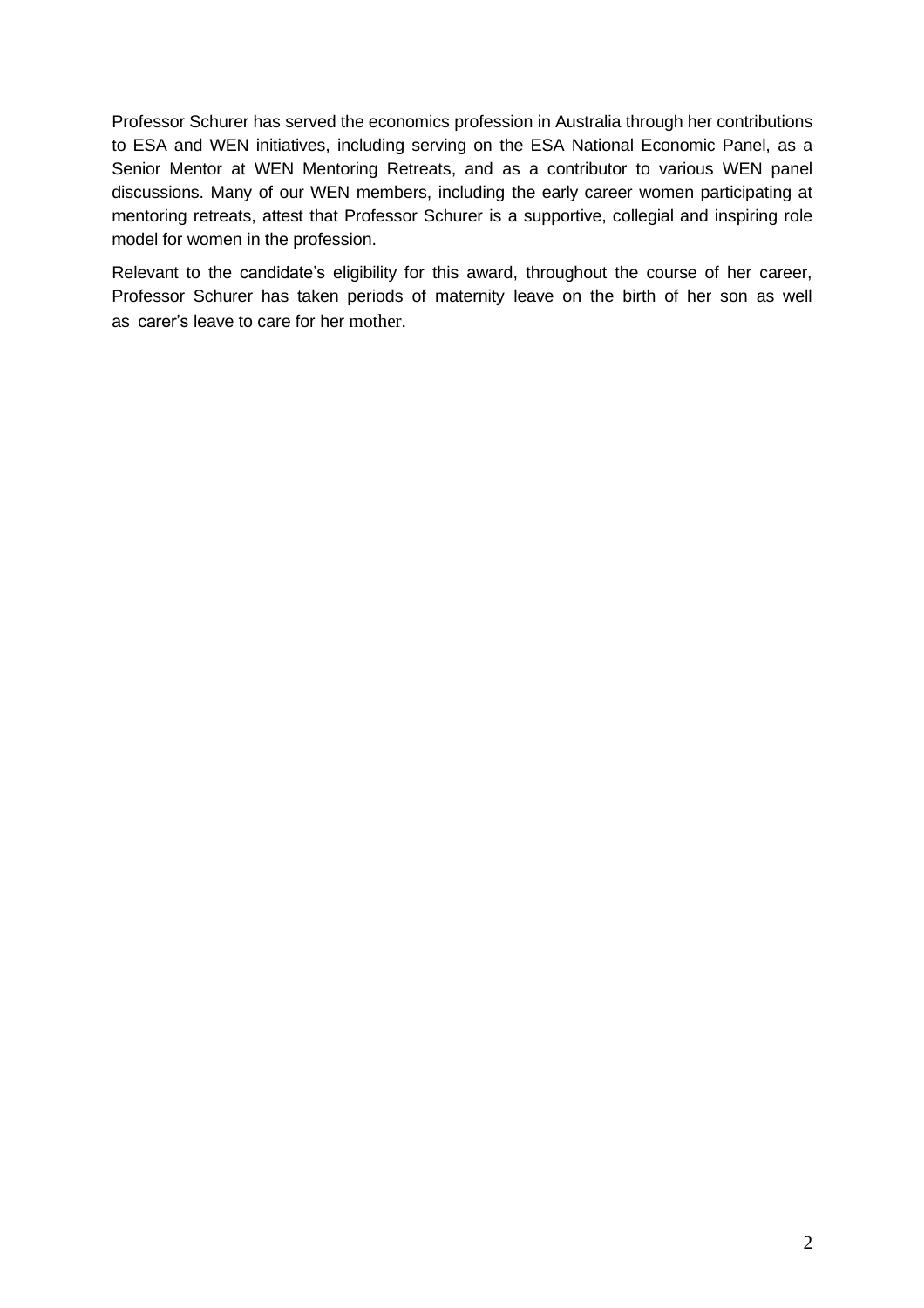Professor Schurer has served the economics profession in Australia through her contributions to ESA and WEN initiatives, including serving on the ESA National Economic Panel, as a Senior Mentor at WEN Mentoring Retreats, and as a contributor to various WEN panel discussions. Many of our WEN members, including the early career women participating at mentoring retreats, attest that Professor Schurer is a supportive, collegial and inspiring role model for women in the profession.

Relevant to the candidate's eligibility for this award, throughout the course of her career, Professor Schurer has taken periods of maternity leave on the birth of her son as well as carer's leave to care for her mother.